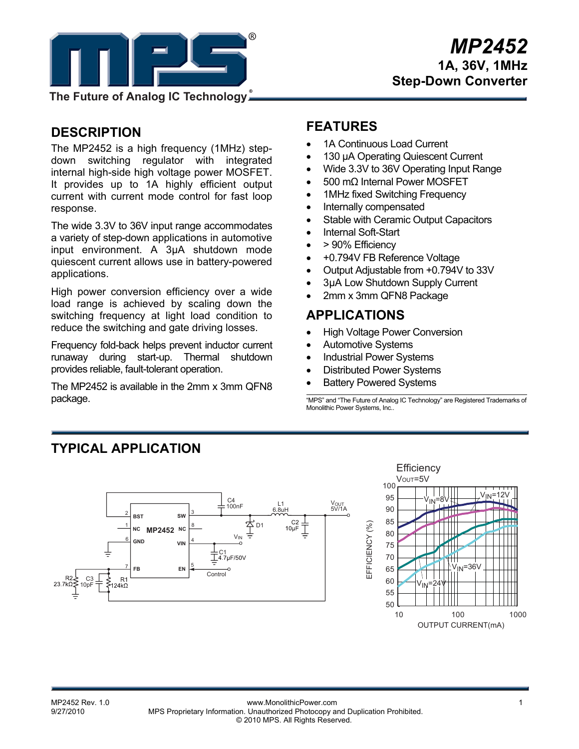# MP2452

## 1A, 36V, 1MHz Step-Down Converter

## DESCRIPTION

The MP2452 is a high frequency (1MHz) step-down switching regulator with integrated internal high-side high voltage power MOSFET. It provides up to 1A highly efficient output current with current mode control for fast loop response.

The wide 3.3V to 36V input range accommodates a variety of step-down applications in automotive input environment. A 3μA shutdown mode quiescent current allows use in battery-powered applications.

High power conversion efficiency over a wide load range is achieved by scaling down the switching frequency at light load condition to reduce the switching and gate driving losses.

Frequency fold-back helps prevent inductor current runaway during start-up. Thermal shutdown provides reliable, fault-tolerant operation.

The MP2452 is available in the 2mm x 3mm QFN8 package.

## FEATURES

- 1A Continuous Load Current
- 130 μA Operating Quiescent Current
- Wide 3.3V to 36V Operating Input Range
- 500 mΩ Internal Power MOSFET
- 1MHz fixed Switching Frequency
- Internally compensated
- Stable with Ceramic Output Capacitors
- Internal Soft-Start
- > 90% Efficiency
- +0.794V FB Reference Voltage
- Output Adjustable from +0.794V to 33V
- 3μA Low Shutdown Supply Current
- 2mm x 3mm QFN8 Package

## APPLICATIONS

- High Voltage Power Conversion
- Automotive Systems
- Industrial Power Systems
- Distributed Power Systems
- Battery Powered Systems

"MPS" and "The Future of Analog IC Technology" are Registered Trademarks of Monolithic Power Systems, Inc..

## TYPICAL APPLICATION

Efficiency
$V_{OUT}$=5V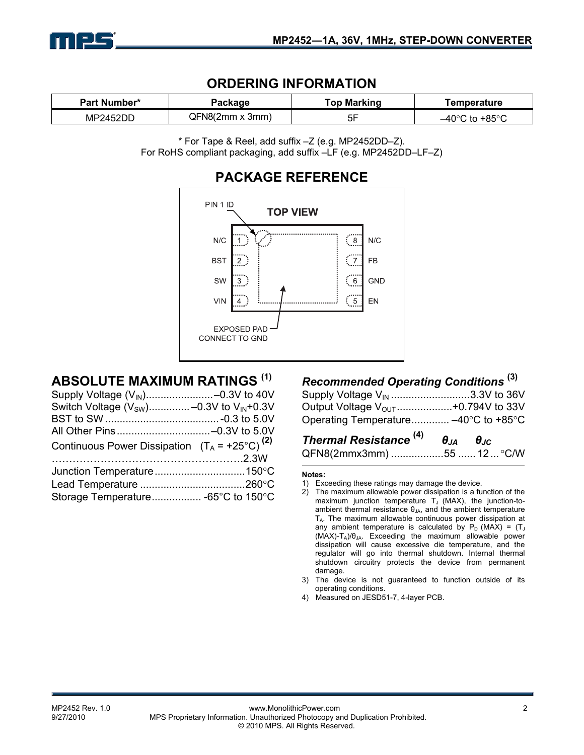## ORDERING INFORMATION

| Part Number* | Package | Top Marking | Temperature |
|---|---|---|---|
| MP2452DD | QFN8(2mm x 3mm) | 5F | –40°C to +85°C |

\* For Tape & Reel, add suffix –Z (e.g. MP2452DD–Z).
For RoHS compliant packaging, add suffix –LF (e.g. MP2452DD–LF–Z)

## PACKAGE REFERENCE

TOP VIEW

PIN 1 ID

| Pin | Name | Pin | Name |
|---|---|---|---|
| 1 | N/C | 8 | N/C |
| 2 | BST | 7 | FB |
| 3 | SW | 6 | GND |
| 4 | VIN | 5 | EN |

EXPOSED PAD CONNECT TO GND

## ABSOLUTE MAXIMUM RATINGS [(1)]

Supply Voltage ($V_{IN}$)........................–0.3V to 40V
Switch Voltage ($V_{SW}$)..............–0.3V to $V_{IN}$+0.3V
BST to SW ......................................... -0.3 to 5.0V
All Other Pins ................................–0.3V to 5.0V
Continuous Power Dissipation ($T_A$ = +25°C) [(2)]
……………………………………………….2.3W
Junction Temperature ...............................150°C
Lead Temperature ....................................260°C
Storage Temperature................. -65°C to 150°C

### *Recommended Operating Conditions* [(3)]

Supply Voltage $V_{IN}$ ...........................3.3V to 36V
Output Voltage $V_{OUT}$ ...................+0.794V to 33V
Operating Temperature............. –40°C to +85°C

### *Thermal Resistance* [(4)] $\theta_{JA}$ $\theta_{JC}$

QFN8(2mmx3mm) ..................55 ...... 12 ... °C/W

**Notes:**

1) Exceeding these ratings may damage the device.
2) The maximum allowable power dissipation is a function of the maximum junction temperature $T_J$ (MAX), the junction-to-ambient thermal resistance $\theta_{JA}$, and the ambient temperature $T_A$. The maximum allowable continuous power dissipation at any ambient temperature is calculated by $P_D$ (MAX) = ($T_J$ (MAX)-$T_A$)/$\theta_{JA}$. Exceeding the maximum allowable power dissipation will cause excessive die temperature, and the regulator will go into thermal shutdown. Internal thermal shutdown circuitry protects the device from permanent damage.
3) The device is not guaranteed to function outside of its operating conditions.
4) Measured on JESD51-7, 4-layer PCB.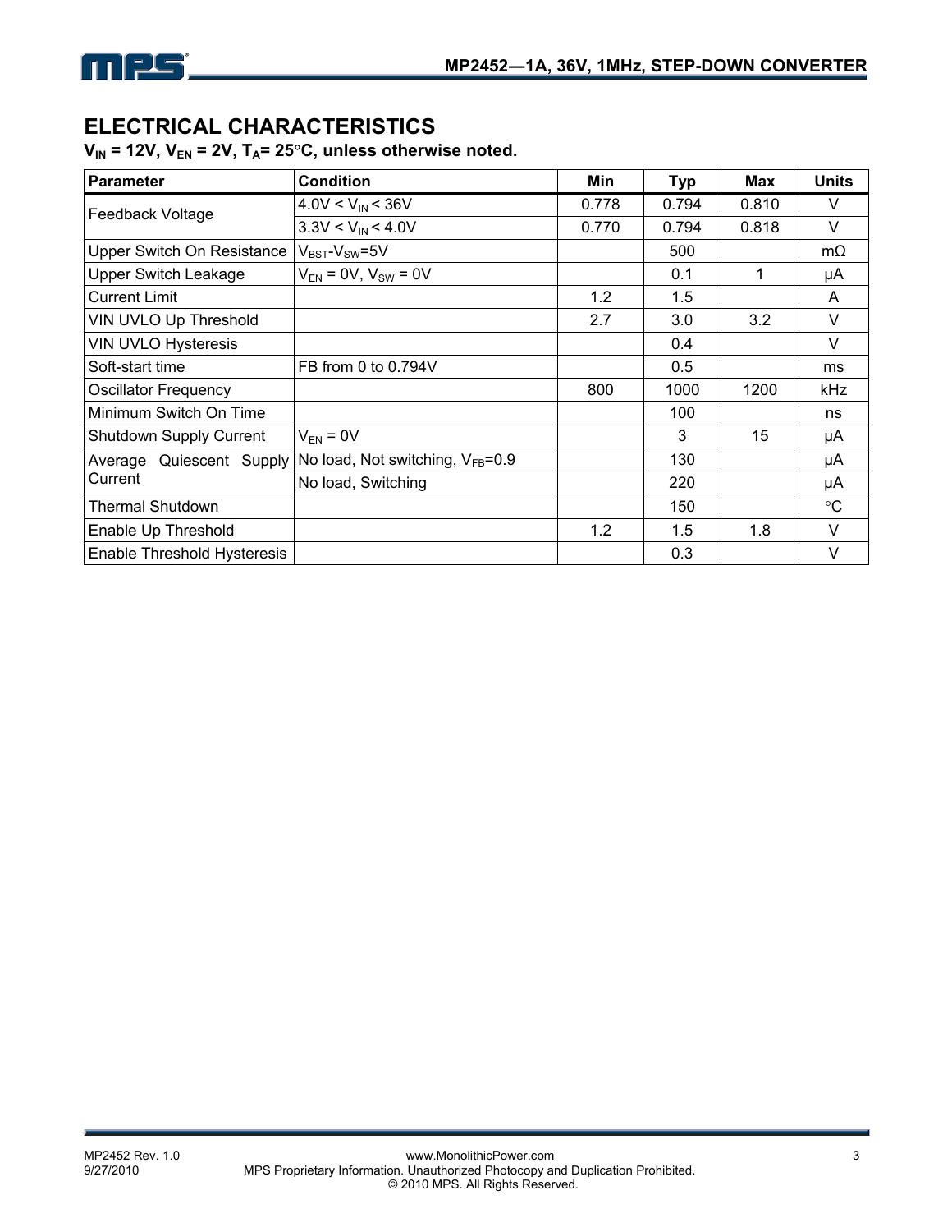## ELECTRICAL CHARACTERISTICS

**$V_{IN}$ = 12V, $V_{EN}$ = 2V, $T_A$= 25°C, unless otherwise noted.**

| Parameter | Condition | Min | Typ | Max | Units |
|---|---|---|---|---|---|
| Feedback Voltage | 4.0V < $V_{IN}$ < 36V | 0.778 | 0.794 | 0.810 | V |
| | 3.3V < $V_{IN}$ < 4.0V | 0.770 | 0.794 | 0.818 | V |
| Upper Switch On Resistance | $V_{BST}$-$V_{SW}$=5V | | 500 | | mΩ |
| Upper Switch Leakage | $V_{EN}$ = 0V, $V_{SW}$ = 0V | | 0.1 | 1 | μA |
| Current Limit | | 1.2 | 1.5 | | A |
| VIN UVLO Up Threshold | | 2.7 | 3.0 | 3.2 | V |
| VIN UVLO Hysteresis | | | 0.4 | | V |
| Soft-start time | FB from 0 to 0.794V | | 0.5 | | ms |
| Oscillator Frequency | | 800 | 1000 | 1200 | kHz |
| Minimum Switch On Time | | | 100 | | ns |
| Shutdown Supply Current | $V_{EN}$ = 0V | | 3 | 15 | μA |
| Average Quiescent Supply Current | No load, Not switching, $V_{FB}$=0.9 | | 130 | | μA |
| | No load, Switching | | 220 | | μA |
| Thermal Shutdown | | | 150 | | °C |
| Enable Up Threshold | | 1.2 | 1.5 | 1.8 | V |
| Enable Threshold Hysteresis | | | 0.3 | | V |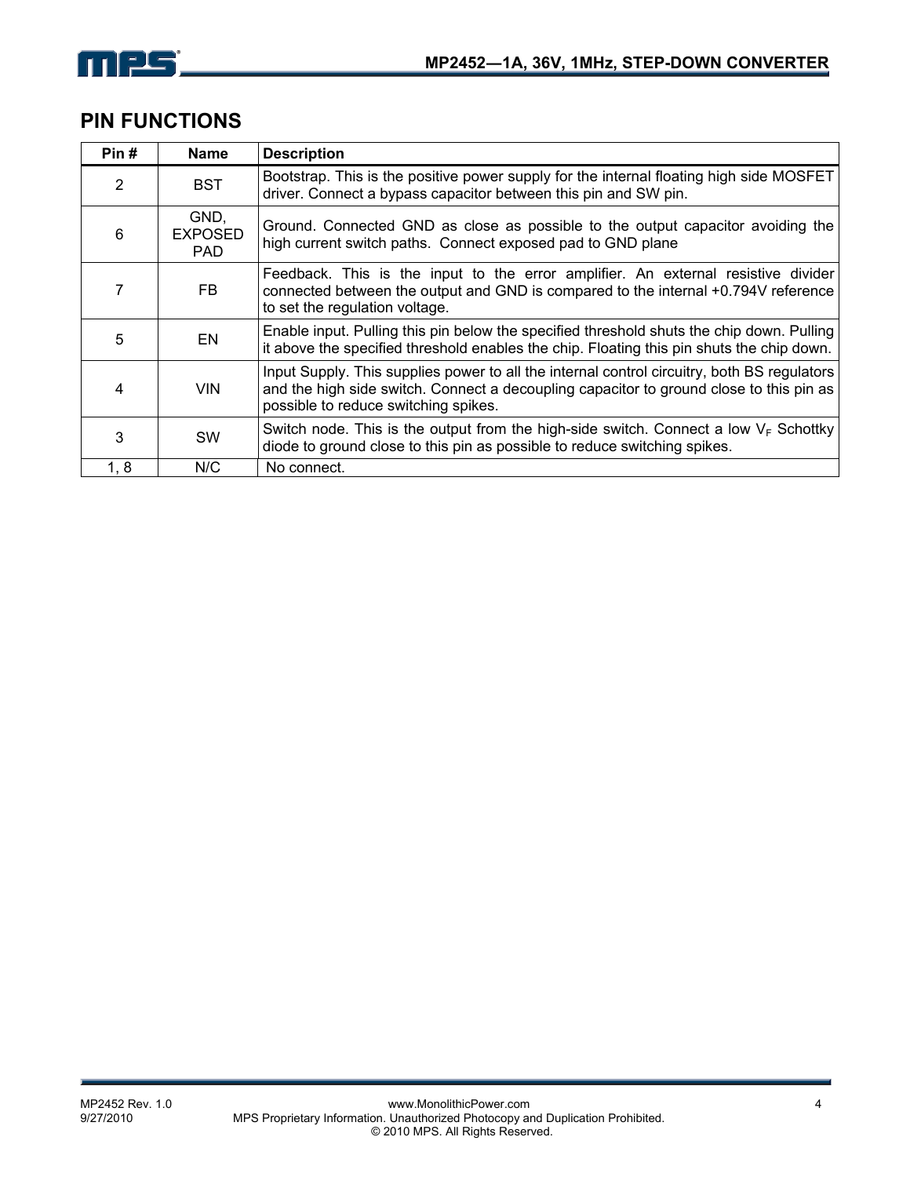## PIN FUNCTIONS

| Pin # | Name | Description |
|---|---|---|
| 2 | BST | Bootstrap. This is the positive power supply for the internal floating high side MOSFET driver. Connect a bypass capacitor between this pin and SW pin. |
| 6 | GND, EXPOSED PAD | Ground. Connected GND as close as possible to the output capacitor avoiding the high current switch paths. Connect exposed pad to GND plane |
| 7 | FB | Feedback. This is the input to the error amplifier. An external resistive divider connected between the output and GND is compared to the internal +0.794V reference to set the regulation voltage. |
| 5 | EN | Enable input. Pulling this pin below the specified threshold shuts the chip down. Pulling it above the specified threshold enables the chip. Floating this pin shuts the chip down. |
| 4 | VIN | Input Supply. This supplies power to all the internal control circuitry, both BS regulators and the high side switch. Connect a decoupling capacitor to ground close to this pin as possible to reduce switching spikes. |
| 3 | SW | Switch node. This is the output from the high-side switch. Connect a low $V_F$ Schottky diode to ground close to this pin as possible to reduce switching spikes. |
| 1, 8 | N/C | No connect. |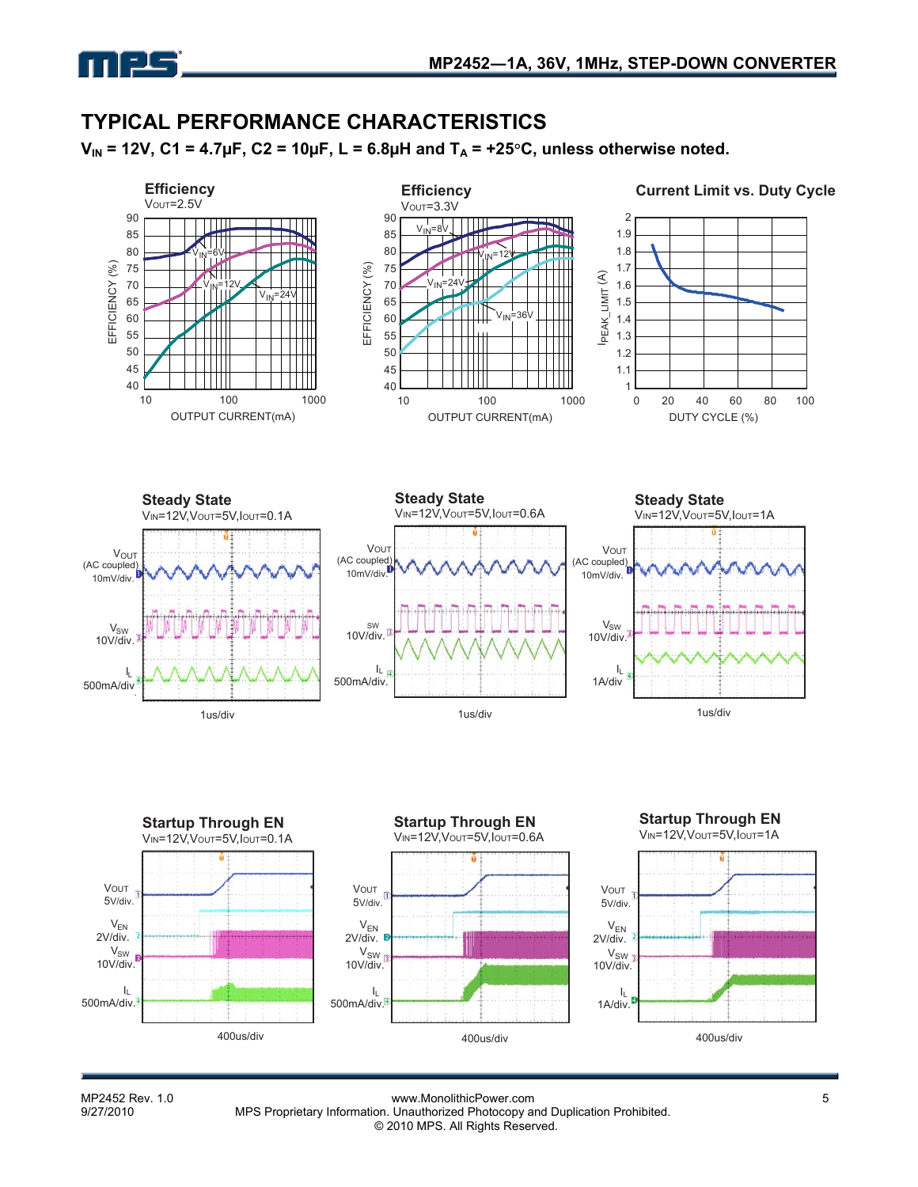## TYPICAL PERFORMANCE CHARACTERISTICS

**$V_{IN}$ = 12V, C1 = 4.7µF, C2 = 10µF, L = 6.8µH and $T_A$ = +25°C, unless otherwise noted.**

**Efficiency**
$V_{OUT}$=2.5V

**Efficiency**
$V_{OUT}$=3.3V

**Current Limit vs. Duty Cycle**

**Steady State**
$V_{IN}$=12V, $V_{OUT}$=5V, $I_{OUT}$=0.1A

**Steady State**
$V_{IN}$=12V, $V_{OUT}$=5V, $I_{OUT}$=0.6A

**Steady State**
$V_{IN}$=12V, $V_{OUT}$=5V, $I_{OUT}$=1A

**Startup Through EN**
$V_{IN}$=12V, $V_{OUT}$=5V, $I_{OUT}$=0.1A

**Startup Through EN**
$V_{IN}$=12V, $V_{OUT}$=5V, $I_{OUT}$=0.6A

**Startup Through EN**
$V_{IN}$=12V, $V_{OUT}$=5V, $I_{OUT}$=1A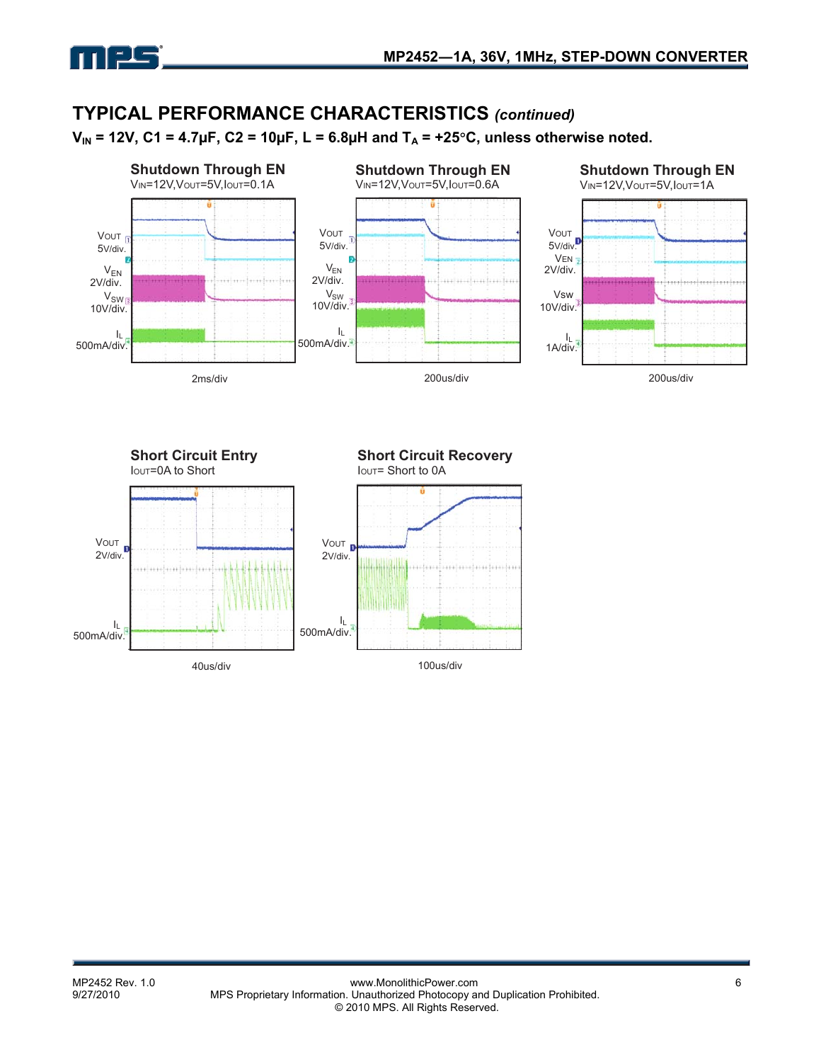## TYPICAL PERFORMANCE CHARACTERISTICS *(continued)*

**$V_{IN}$ = 12V, C1 = 4.7µF, C2 = 10µF, L = 6.8µH and $T_A$ = +25°C, unless otherwise noted.**

**Shutdown Through EN**
$V_{IN}$=12V,$V_{OUT}$=5V,$I_{OUT}$=0.1A

$V_{OUT}$ 5V/div.
$V_{EN}$ 2V/div.
$V_{SW}$ 10V/div.
$I_L$ 500mA/div.

2ms/div

**Shutdown Through EN**
$V_{IN}$=12V,$V_{OUT}$=5V,$I_{OUT}$=0.6A

$V_{OUT}$ 5V/div.
$V_{EN}$ 2V/div.
$V_{SW}$ 10V/div.
$I_L$ 500mA/div.

200us/div

**Shutdown Through EN**
$V_{IN}$=12V,$V_{OUT}$=5V,$I_{OUT}$=1A

$V_{OUT}$ 5V/div.
$V_{EN}$ 2V/div.
$V_{SW}$ 10V/div.
$I_L$ 1A/div.

200us/div

**Short Circuit Entry**
$I_{OUT}$=0A to Short

$V_{OUT}$ 2V/div.
$I_L$ 500mA/div.

40us/div

**Short Circuit Recovery**
$I_{OUT}$= Short to 0A

$V_{OUT}$ 2V/div.
$I_L$ 500mA/div.

100us/div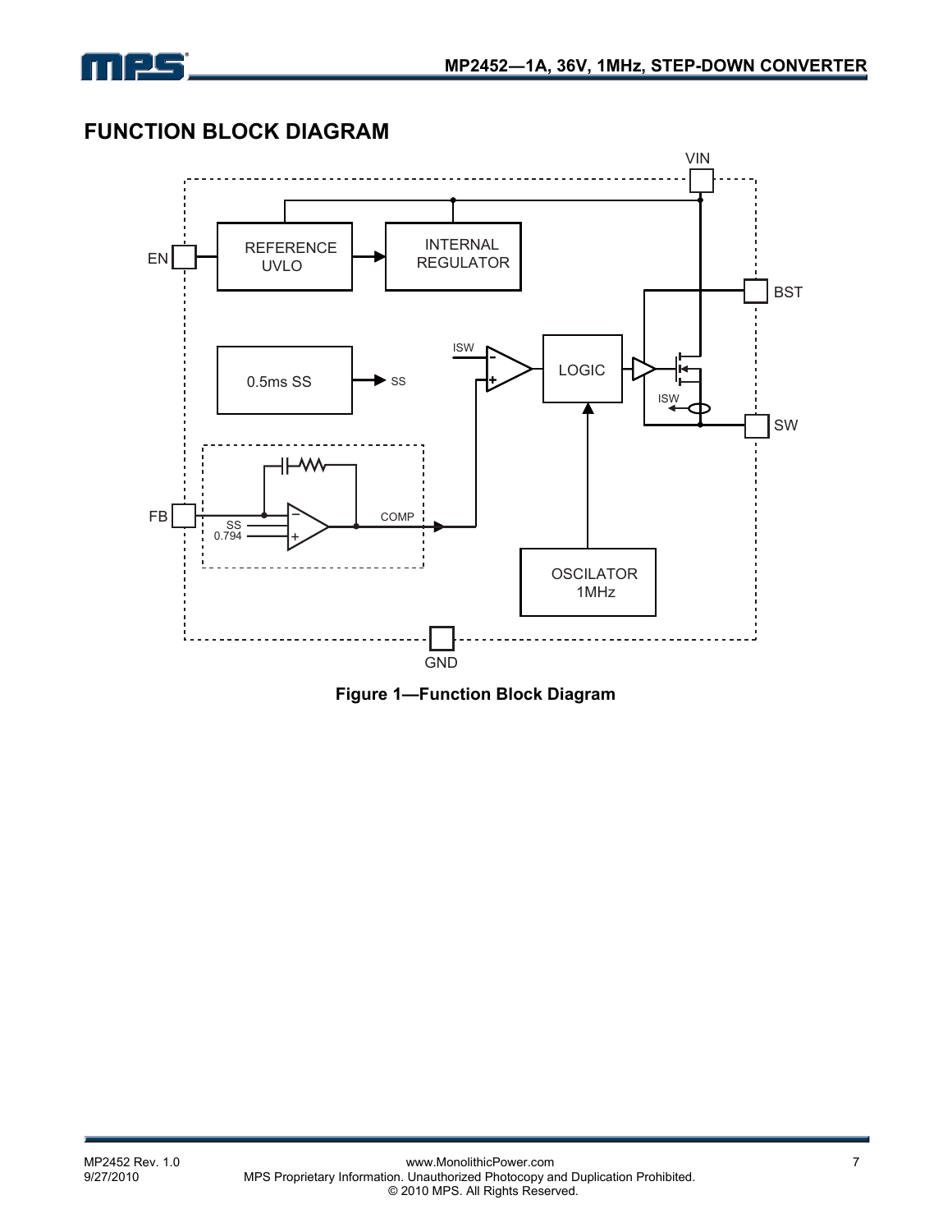## FUNCTION BLOCK DIAGRAM

**Figure 1—Function Block Diagram**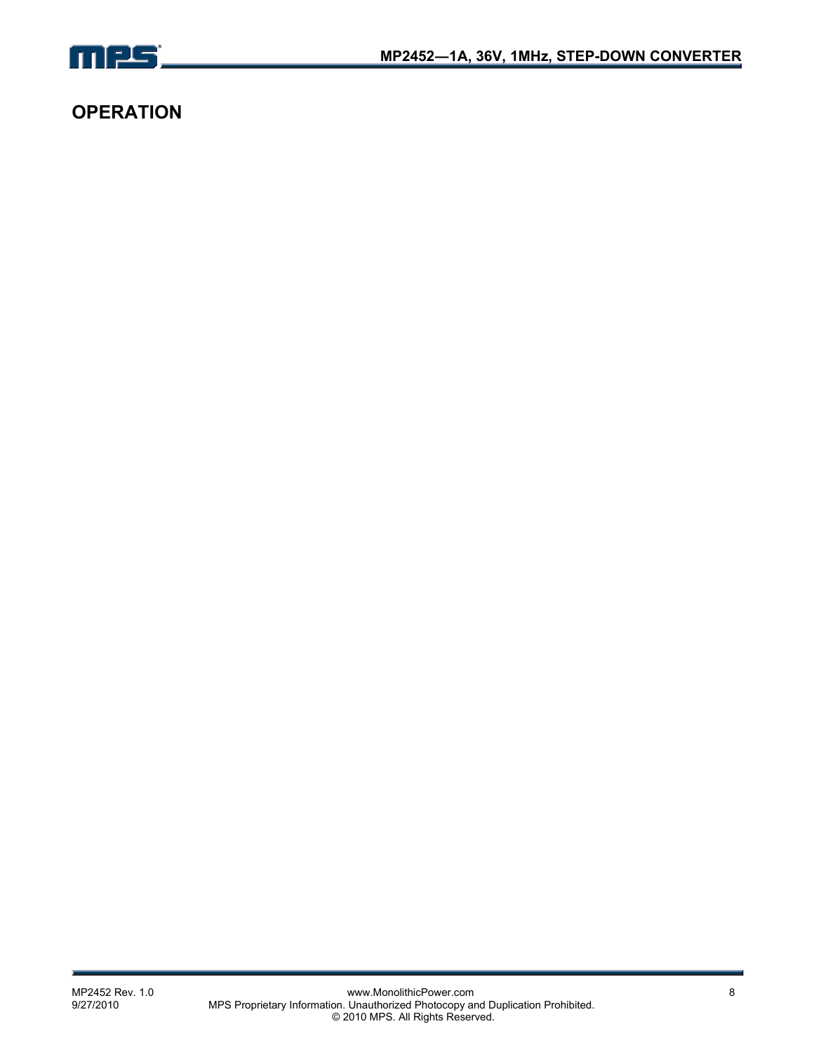# OPERATION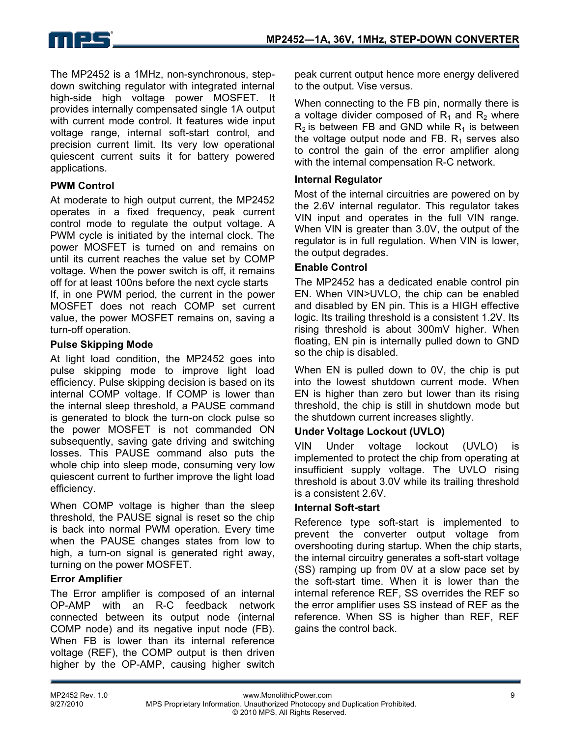The MP2452 is a 1MHz, non-synchronous, step-down switching regulator with integrated internal high-side high voltage power MOSFET. It provides internally compensated single 1A output with current mode control. It features wide input voltage range, internal soft-start control, and precision current limit. Its very low operational quiescent current suits it for battery powered applications.

**PWM Control**

At moderate to high output current, the MP2452 operates in a fixed frequency, peak current control mode to regulate the output voltage. A PWM cycle is initiated by the internal clock. The power MOSFET is turned on and remains on until its current reaches the value set by COMP voltage. When the power switch is off, it remains off for at least 100ns before the next cycle starts

If, in one PWM period, the current in the power MOSFET does not reach COMP set current value, the power MOSFET remains on, saving a turn-off operation.

**Pulse Skipping Mode**

At light load condition, the MP2452 goes into pulse skipping mode to improve light load efficiency. Pulse skipping decision is based on its internal COMP voltage. If COMP is lower than the internal sleep threshold, a PAUSE command is generated to block the turn-on clock pulse so the power MOSFET is not commanded ON subsequently, saving gate driving and switching losses. This PAUSE command also puts the whole chip into sleep mode, consuming very low quiescent current to further improve the light load efficiency.

When COMP voltage is higher than the sleep threshold, the PAUSE signal is reset so the chip is back into normal PWM operation. Every time when the PAUSE changes states from low to high, a turn-on signal is generated right away, turning on the power MOSFET.

**Error Amplifier**

The Error amplifier is composed of an internal OP-AMP with an R-C feedback network connected between its output node (internal COMP node) and its negative input node (FB). When FB is lower than its internal reference voltage (REF), the COMP output is then driven higher by the OP-AMP, causing higher switch peak current output hence more energy delivered to the output. Vise versus.

When connecting to the FB pin, normally there is a voltage divider composed of $R_1$ and $R_2$ where $R_2$ is between FB and GND while $R_1$ is between the voltage output node and FB. $R_1$ serves also to control the gain of the error amplifier along with the internal compensation R-C network.

**Internal Regulator**

Most of the internal circuitries are powered on by the 2.6V internal regulator. This regulator takes VIN input and operates in the full VIN range. When VIN is greater than 3.0V, the output of the regulator is in full regulation. When VIN is lower, the output degrades.

**Enable Control**

The MP2452 has a dedicated enable control pin EN. When VIN>UVLO, the chip can be enabled and disabled by EN pin. This is a HIGH effective logic. Its trailing threshold is a consistent 1.2V. Its rising threshold is about 300mV higher. When floating, EN pin is internally pulled down to GND so the chip is disabled.

When EN is pulled down to 0V, the chip is put into the lowest shutdown current mode. When EN is higher than zero but lower than its rising threshold, the chip is still in shutdown mode but the shutdown current increases slightly.

**Under Voltage Lockout (UVLO)**

VIN Under voltage lockout (UVLO) is implemented to protect the chip from operating at insufficient supply voltage. The UVLO rising threshold is about 3.0V while its trailing threshold is a consistent 2.6V.

**Internal Soft-start**

Reference type soft-start is implemented to prevent the converter output voltage from overshooting during startup. When the chip starts, the internal circuitry generates a soft-start voltage (SS) ramping up from 0V at a slow pace set by the soft-start time. When it is lower than the internal reference REF, SS overrides the REF so the error amplifier uses SS instead of REF as the reference. When SS is higher than REF, REF gains the control back.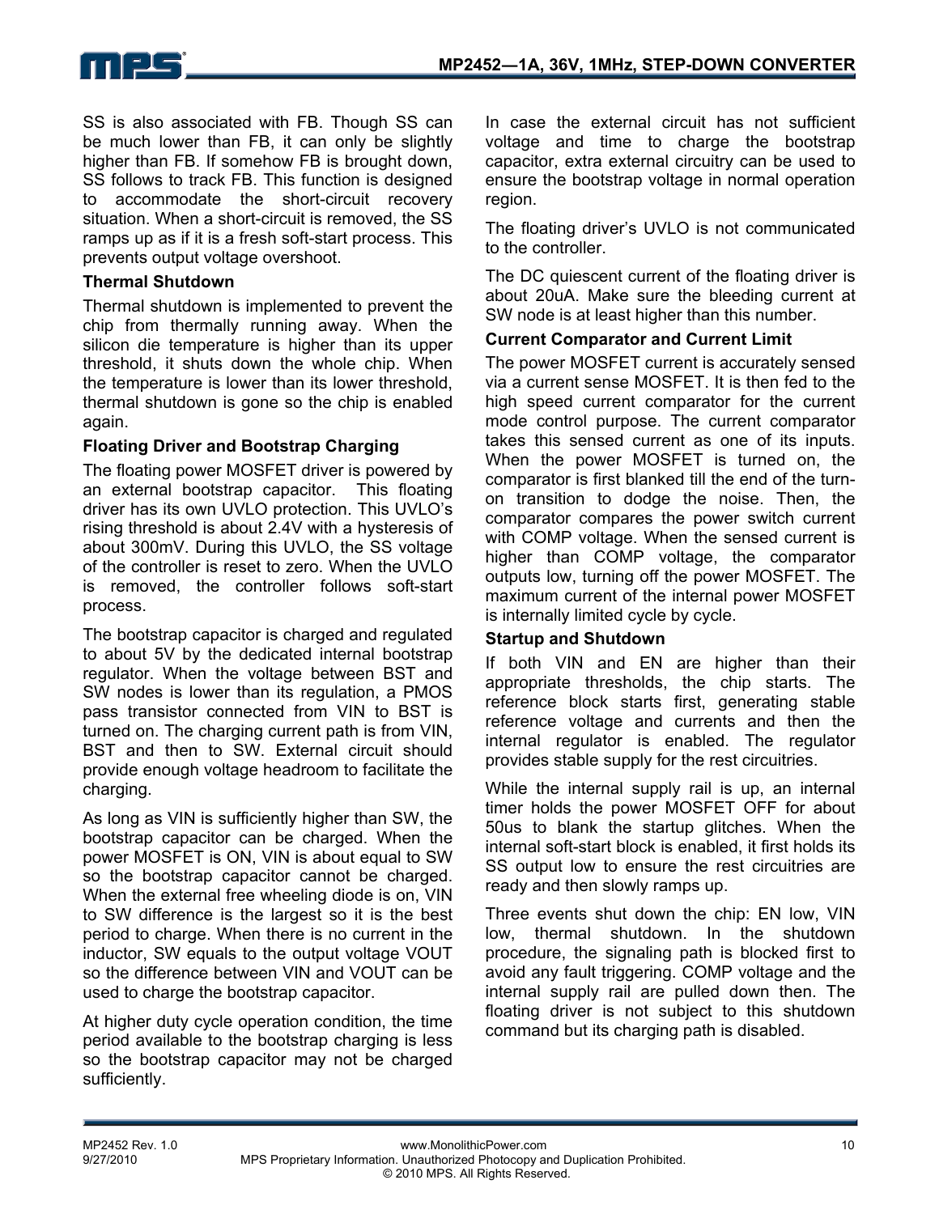SS is also associated with FB. Though SS can be much lower than FB, it can only be slightly higher than FB. If somehow FB is brought down, SS follows to track FB. This function is designed to accommodate the short-circuit recovery situation. When a short-circuit is removed, the SS ramps up as if it is a fresh soft-start process. This prevents output voltage overshoot.

### Thermal Shutdown

Thermal shutdown is implemented to prevent the chip from thermally running away. When the silicon die temperature is higher than its upper threshold, it shuts down the whole chip. When the temperature is lower than its lower threshold, thermal shutdown is gone so the chip is enabled again.

### Floating Driver and Bootstrap Charging

The floating power MOSFET driver is powered by an external bootstrap capacitor. This floating driver has its own UVLO protection. This UVLO's rising threshold is about 2.4V with a hysteresis of about 300mV. During this UVLO, the SS voltage of the controller is reset to zero. When the UVLO is removed, the controller follows soft-start process.

The bootstrap capacitor is charged and regulated to about 5V by the dedicated internal bootstrap regulator. When the voltage between BST and SW nodes is lower than its regulation, a PMOS pass transistor connected from VIN to BST is turned on. The charging current path is from VIN, BST and then to SW. External circuit should provide enough voltage headroom to facilitate the charging.

As long as VIN is sufficiently higher than SW, the bootstrap capacitor can be charged. When the power MOSFET is ON, VIN is about equal to SW so the bootstrap capacitor cannot be charged. When the external free wheeling diode is on, VIN to SW difference is the largest so it is the best period to charge. When there is no current in the inductor, SW equals to the output voltage VOUT so the difference between VIN and VOUT can be used to charge the bootstrap capacitor.

At higher duty cycle operation condition, the time period available to the bootstrap charging is less so the bootstrap capacitor may not be charged sufficiently.

In case the external circuit has not sufficient voltage and time to charge the bootstrap capacitor, extra external circuitry can be used to ensure the bootstrap voltage in normal operation region.

The floating driver's UVLO is not communicated to the controller.

The DC quiescent current of the floating driver is about 20uA. Make sure the bleeding current at SW node is at least higher than this number.

### Current Comparator and Current Limit

The power MOSFET current is accurately sensed via a current sense MOSFET. It is then fed to the high speed current comparator for the current mode control purpose. The current comparator takes this sensed current as one of its inputs. When the power MOSFET is turned on, the comparator is first blanked till the end of the turn-on transition to dodge the noise. Then, the comparator compares the power switch current with COMP voltage. When the sensed current is higher than COMP voltage, the comparator outputs low, turning off the power MOSFET. The maximum current of the internal power MOSFET is internally limited cycle by cycle.

### Startup and Shutdown

If both VIN and EN are higher than their appropriate thresholds, the chip starts. The reference block starts first, generating stable reference voltage and currents and then the internal regulator is enabled. The regulator provides stable supply for the rest circuitries.

While the internal supply rail is up, an internal timer holds the power MOSFET OFF for about 50us to blank the startup glitches. When the internal soft-start block is enabled, it first holds its SS output low to ensure the rest circuitries are ready and then slowly ramps up.

Three events shut down the chip: EN low, VIN low, thermal shutdown. In the shutdown procedure, the signaling path is blocked first to avoid any fault triggering. COMP voltage and the internal supply rail are pulled down then. The floating driver is not subject to this shutdown command but its charging path is disabled.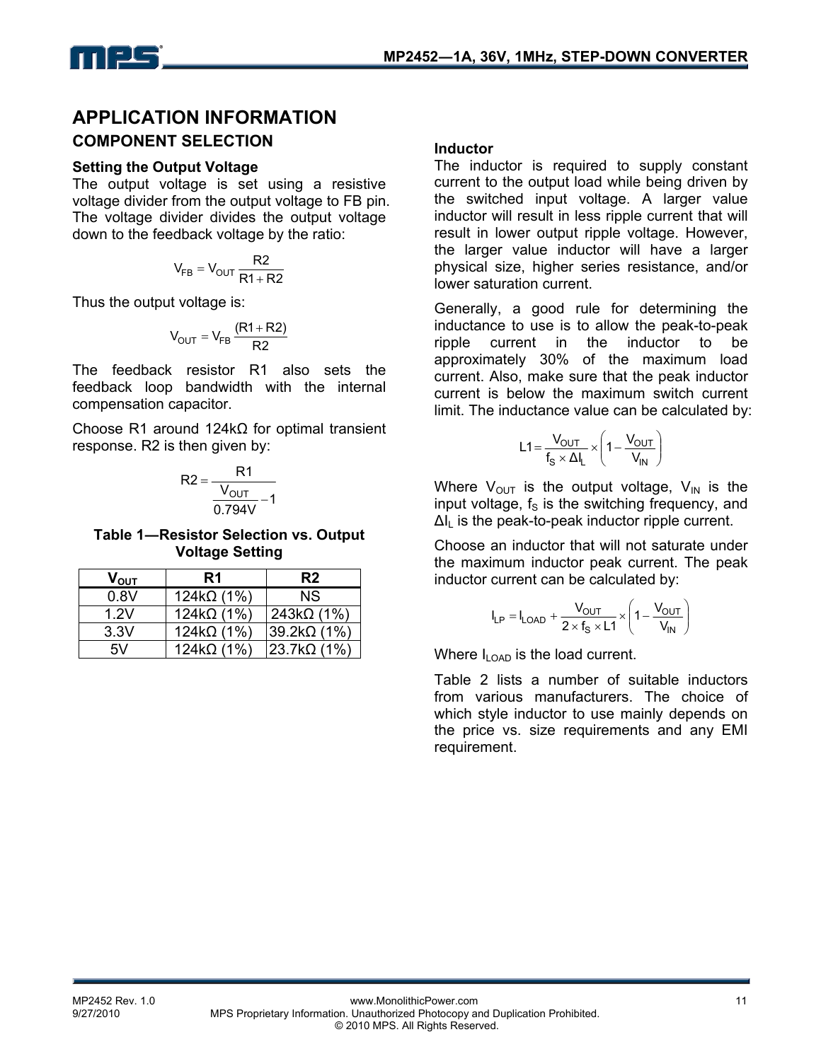## APPLICATION INFORMATION

### COMPONENT SELECTION

**Setting the Output Voltage**

The output voltage is set using a resistive voltage divider from the output voltage to FB pin. The voltage divider divides the output voltage down to the feedback voltage by the ratio:

$$V_{FB} = V_{OUT} \frac{R2}{R1 + R2}$$

Thus the output voltage is:

$$V_{OUT} = V_{FB} \frac{(R1 + R2)}{R2}$$

The feedback resistor R1 also sets the feedback loop bandwidth with the internal compensation capacitor.

Choose R1 around 124kΩ for optimal transient response. R2 is then given by:

$$R2 = \frac{R1}{\frac{V_{OUT}}{0.794V} - 1}$$

**Table 1—Resistor Selection vs. Output Voltage Setting**

| $V_{OUT}$ | R1 | R2 |
|---|---|---|
| 0.8V | 124kΩ (1%) | NS |
| 1.2V | 124kΩ (1%) | 243kΩ (1%) |
| 3.3V | 124kΩ (1%) | 39.2kΩ (1%) |
| 5V | 124kΩ (1%) | 23.7kΩ (1%) |

**Inductor**

The inductor is required to supply constant current to the output load while being driven by the switched input voltage. A larger value inductor will result in less ripple current that will result in lower output ripple voltage. However, the larger value inductor will have a larger physical size, higher series resistance, and/or lower saturation current.

Generally, a good rule for determining the inductance to use is to allow the peak-to-peak ripple current in the inductor to be approximately 30% of the maximum load current. Also, make sure that the peak inductor current is below the maximum switch current limit. The inductance value can be calculated by:

$$L1 = \frac{V_{OUT}}{f_S \times \Delta I_L} \times \left(1 - \frac{V_{OUT}}{V_{IN}}\right)$$

Where $V_{OUT}$ is the output voltage, $V_{IN}$ is the input voltage, $f_S$ is the switching frequency, and $\Delta I_L$ is the peak-to-peak inductor ripple current.

Choose an inductor that will not saturate under the maximum inductor peak current. The peak inductor current can be calculated by:

$$I_{LP} = I_{LOAD} + \frac{V_{OUT}}{2 \times f_S \times L1} \times \left(1 - \frac{V_{OUT}}{V_{IN}}\right)$$

Where $I_{LOAD}$ is the load current.

Table 2 lists a number of suitable inductors from various manufacturers. The choice of which style inductor to use mainly depends on the price vs. size requirements and any EMI requirement.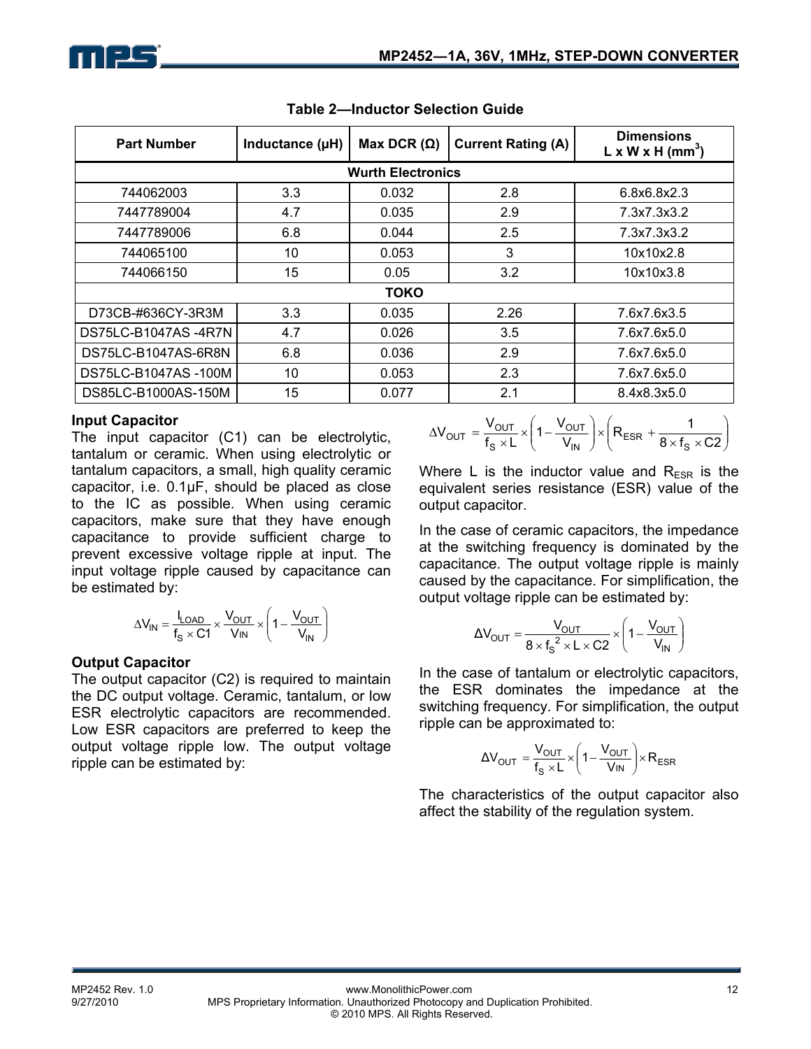**Table 2—Inductor Selection Guide**

| Part Number | Inductance (µH) | Max DCR (Ω) | Current Rating (A) | Dimensions L x W x H (mm³) |
|---|---|---|---|---|
| **Wurth Electronics** | | | | |
| 744062003 | 3.3 | 0.032 | 2.8 | 6.8x6.8x2.3 |
| 7447789004 | 4.7 | 0.035 | 2.9 | 7.3x7.3x3.2 |
| 7447789006 | 6.8 | 0.044 | 2.5 | 7.3x7.3x3.2 |
| 744065100 | 10 | 0.053 | 3 | 10x10x2.8 |
| 744066150 | 15 | 0.05 | 3.2 | 10x10x3.8 |
| **TOKO** | | | | |
| D73CB-#636CY-3R3M | 3.3 | 0.035 | 2.26 | 7.6x7.6x3.5 |
| DS75LC-B1047AS -4R7N | 4.7 | 0.026 | 3.5 | 7.6x7.6x5.0 |
| DS75LC-B1047AS-6R8N | 6.8 | 0.036 | 2.9 | 7.6x7.6x5.0 |
| DS75LC-B1047AS -100M | 10 | 0.053 | 2.3 | 7.6x7.6x5.0 |
| DS85LC-B1000AS-150M | 15 | 0.077 | 2.1 | 8.4x8.3x5.0 |

### Input Capacitor

The input capacitor (C1) can be electrolytic, tantalum or ceramic. When using electrolytic or tantalum capacitors, a small, high quality ceramic capacitor, i.e. 0.1µF, should be placed as close to the IC as possible. When using ceramic capacitors, make sure that they have enough capacitance to provide sufficient charge to prevent excessive voltage ripple at input. The input voltage ripple caused by capacitance can be estimated by:

$$\Delta V_{IN} = \frac{I_{LOAD}}{f_S \times C1} \times \frac{V_{OUT}}{V_{IN}} \times \left(1 - \frac{V_{OUT}}{V_{IN}}\right)$$

### Output Capacitor

The output capacitor (C2) is required to maintain the DC output voltage. Ceramic, tantalum, or low ESR electrolytic capacitors are recommended. Low ESR capacitors are preferred to keep the output voltage ripple low. The output voltage ripple can be estimated by:

$$\Delta V_{OUT} = \frac{V_{OUT}}{f_S \times L} \times \left(1 - \frac{V_{OUT}}{V_{IN}}\right) \times \left(R_{ESR} + \frac{1}{8 \times f_S \times C2}\right)$$

Where L is the inductor value and $R_{ESR}$ is the equivalent series resistance (ESR) value of the output capacitor.

In the case of ceramic capacitors, the impedance at the switching frequency is dominated by the capacitance. The output voltage ripple is mainly caused by the capacitance. For simplification, the output voltage ripple can be estimated by:

$$\Delta V_{OUT} = \frac{V_{OUT}}{8 \times f_S^{\,2} \times L \times C2} \times \left(1 - \frac{V_{OUT}}{V_{IN}}\right)$$

In the case of tantalum or electrolytic capacitors, the ESR dominates the impedance at the switching frequency. For simplification, the output ripple can be approximated to:

$$\Delta V_{OUT} = \frac{V_{OUT}}{f_S \times L} \times \left(1 - \frac{V_{OUT}}{V_{IN}}\right) \times R_{ESR}$$

The characteristics of the output capacitor also affect the stability of the regulation system.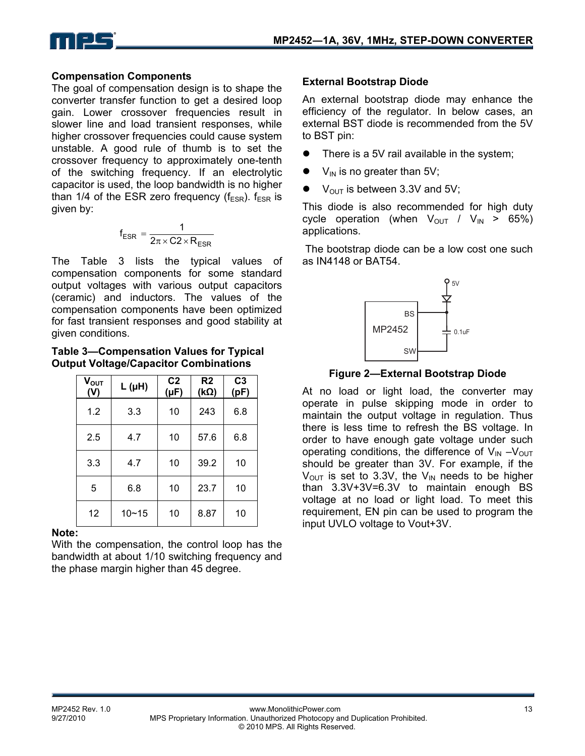### Compensation Components

The goal of compensation design is to shape the converter transfer function to get a desired loop gain. Lower crossover frequencies result in slower line and load transient responses, while higher crossover frequencies could cause system unstable. A good rule of thumb is to set the crossover frequency to approximately one-tenth of the switching frequency. If an electrolytic capacitor is used, the loop bandwidth is no higher than 1/4 of the ESR zero frequency ($f_{ESR}$). $f_{ESR}$ is given by:

$$f_{ESR} = \frac{1}{2\pi \times C2 \times R_{ESR}}$$

The Table 3 lists the typical values of compensation components for some standard output voltages with various output capacitors (ceramic) and inductors. The values of the compensation components have been optimized for fast transient responses and good stability at given conditions.

**Table 3—Compensation Values for Typical Output Voltage/Capacitor Combinations**

| $V_{OUT}$ (V) | L (μH) | C2 (μF) | R2 (kΩ) | C3 (pF) |
|---|---|---|---|---|
| 1.2 | 3.3 | 10 | 243 | 6.8 |
| 2.5 | 4.7 | 10 | 57.6 | 6.8 |
| 3.3 | 4.7 | 10 | 39.2 | 10 |
| 5 | 6.8 | 10 | 23.7 | 10 |
| 12 | 10~15 | 10 | 8.87 | 10 |

**Note:**

With the compensation, the control loop has the bandwidth at about 1/10 switching frequency and the phase margin higher than 45 degree.

### External Bootstrap Diode

An external bootstrap diode may enhance the efficiency of the regulator. In below cases, an external BST diode is recommended from the 5V to BST pin:

- There is a 5V rail available in the system;
- $V_{IN}$ is no greater than 5V;
- $V_{OUT}$ is between 3.3V and 5V;

This diode is also recommended for high duty cycle operation (when $V_{OUT}$ / $V_{IN}$ > 65%) applications.

The bootstrap diode can be a low cost one such as IN4148 or BAT54.

**Figure 2—External Bootstrap Diode**

At no load or light load, the converter may operate in pulse skipping mode in order to maintain the output voltage in regulation. Thus there is less time to refresh the BS voltage. In order to have enough gate voltage under such operating conditions, the difference of $V_{IN} - V_{OUT}$ should be greater than 3V. For example, if the $V_{OUT}$ is set to 3.3V, the $V_{IN}$ needs to be higher than 3.3V+3V=6.3V to maintain enough BS voltage at no load or light load. To meet this requirement, EN pin can be used to program the input UVLO voltage to Vout+3V.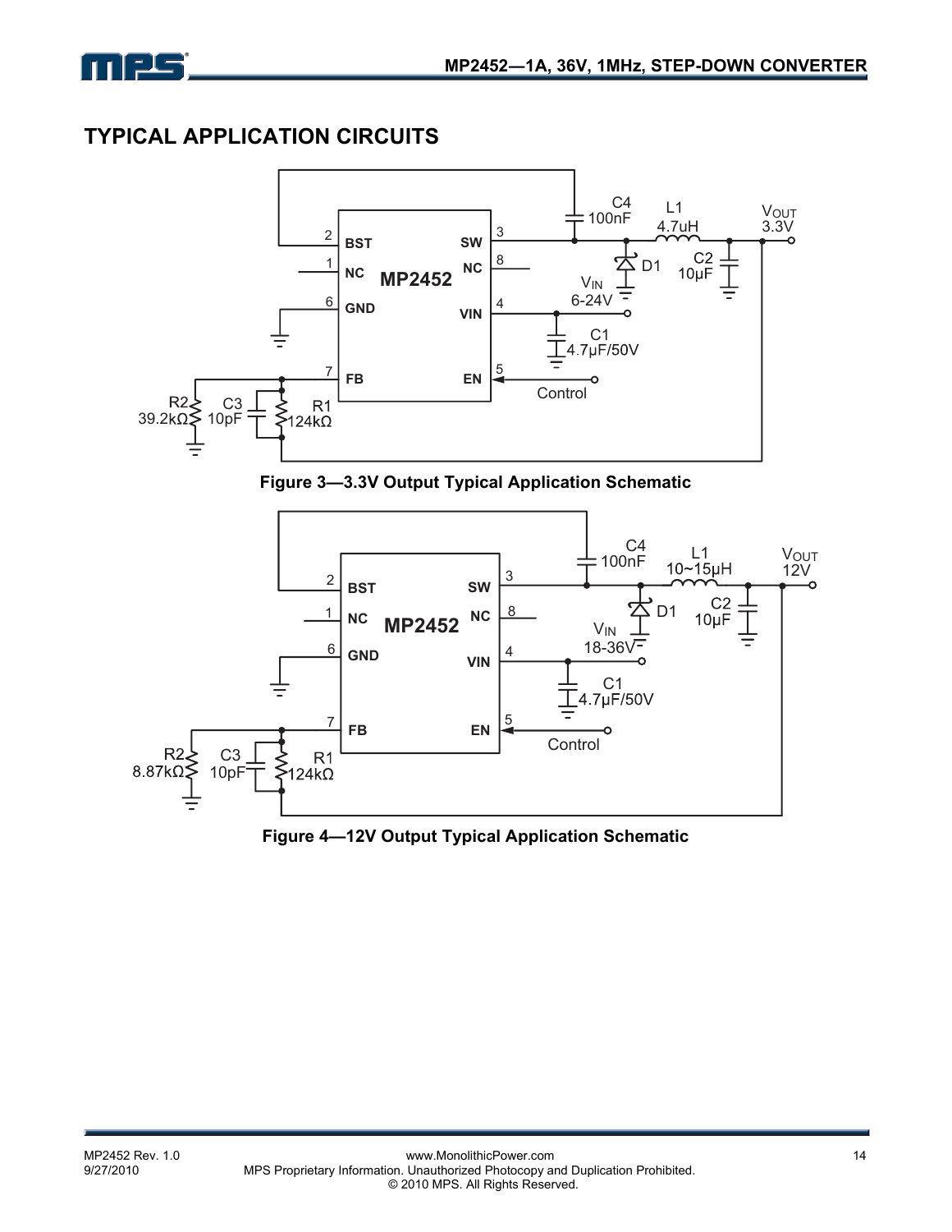## TYPICAL APPLICATION CIRCUITS

2 BST
1 NC
6 GND
7 FB
MP2452
SW 3
NC 8
VIN 4
EN 5

C4 100nF
L1 4.7uH
$V_{OUT}$ 3.3V
D1
C2 10µF
$V_{IN}$ 6-24V
C1 4.7µF/50V
Control
R2 39.2kΩ
C3 10pF
R1 124kΩ

**Figure 3—3.3V Output Typical Application Schematic**

2 BST
1 NC
6 GND
7 FB
MP2452
SW 3
NC 8
VIN 4
EN 5

C4 100nF
L1 10~15µH
$V_{OUT}$ 12V
D1
C2 10µF
$V_{IN}$ 18-36V
C1 4.7µF/50V
Control
R2 8.87kΩ
C3 10pF
R1 124kΩ

**Figure 4—12V Output Typical Application Schematic**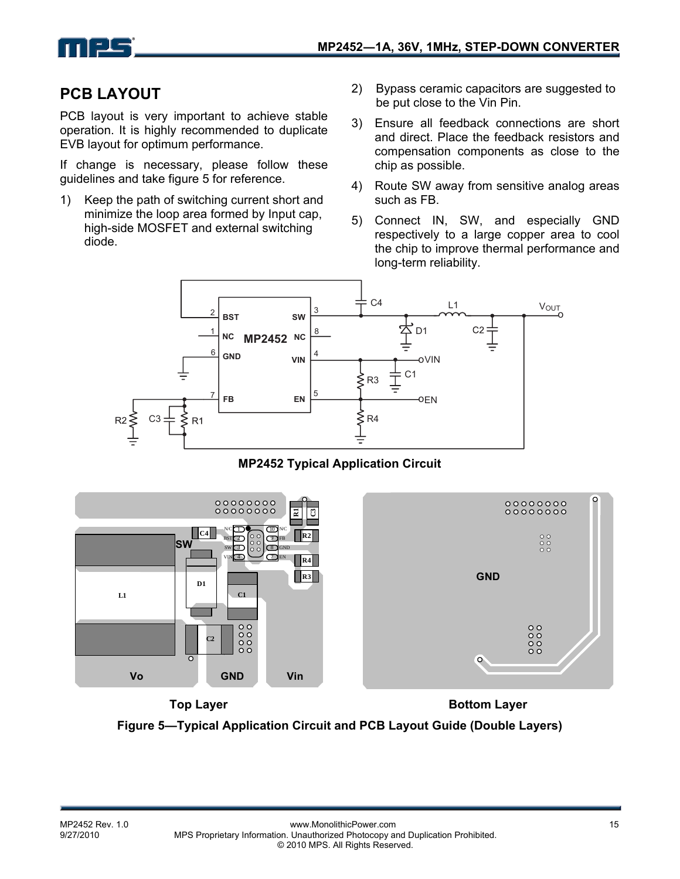## PCB LAYOUT

PCB layout is very important to achieve stable operation. It is highly recommended to duplicate EVB layout for optimum performance.

If change is necessary, please follow these guidelines and take figure 5 for reference.

1) Keep the path of switching current short and minimize the loop area formed by Input cap, high-side MOSFET and external switching diode.
2) Bypass ceramic capacitors are suggested to be put close to the Vin Pin.
3) Ensure all feedback connections are short and direct. Place the feedback resistors and compensation components as close to the chip as possible.
4) Route SW away from sensitive analog areas such as FB.
5) Connect IN, SW, and especially GND respectively to a large copper area to cool the chip to improve thermal performance and long-term reliability.

**MP2452 Typical Application Circuit**

Top Layer | Bottom Layer

**Figure 5—Typical Application Circuit and PCB Layout Guide (Double Layers)**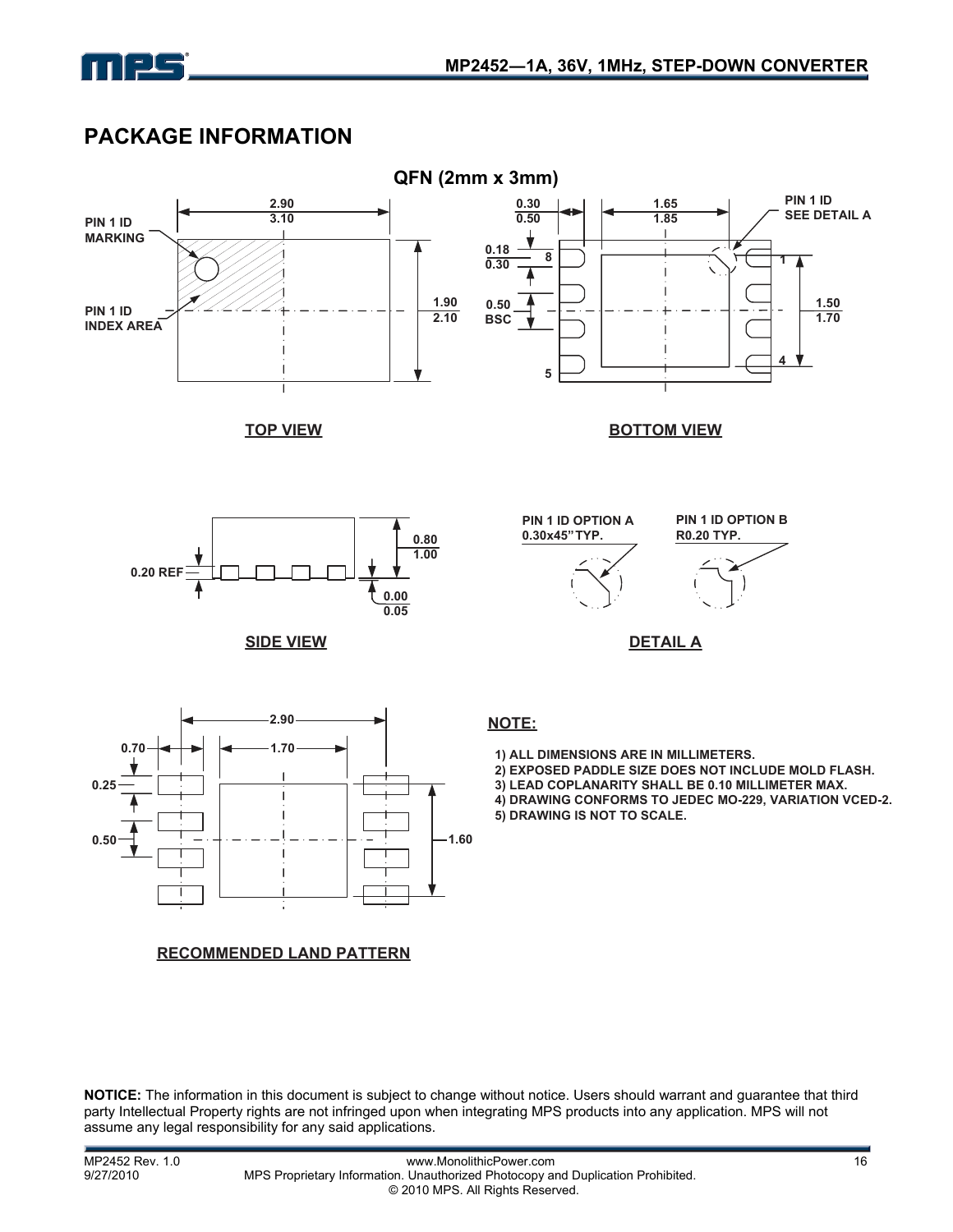## PACKAGE INFORMATION

**QFN (2mm x 3mm)**

PIN 1 ID MARKING

PIN 1 ID INDEX AREA

2.90
3.10

1.90
2.10

**TOP VIEW**

0.30
0.50

1.65
1.85

PIN 1 ID SEE DETAIL A

0.18
0.30

8

1

0.50 BSC

1.50
1.70

4

5

**BOTTOM VIEW**

0.20 REF

0.80
1.00

0.00
0.05

**SIDE VIEW**

PIN 1 ID OPTION A 0.30x45" TYP.

PIN 1 ID OPTION B R0.20 TYP.

**DETAIL A**

2.90

0.70

1.70

0.25

0.50

1.60

**RECOMMENDED LAND PATTERN**

**NOTE:**

1) ALL DIMENSIONS ARE IN MILLIMETERS.
2) EXPOSED PADDLE SIZE DOES NOT INCLUDE MOLD FLASH.
3) LEAD COPLANARITY SHALL BE 0.10 MILLIMETER MAX.
4) DRAWING CONFORMS TO JEDEC MO-229, VARIATION VCED-2.
5) DRAWING IS NOT TO SCALE.

**NOTICE:** The information in this document is subject to change without notice. Users should warrant and guarantee that third party Intellectual Property rights are not infringed upon when integrating MPS products into any application. MPS will not assume any legal responsibility for any said applications.